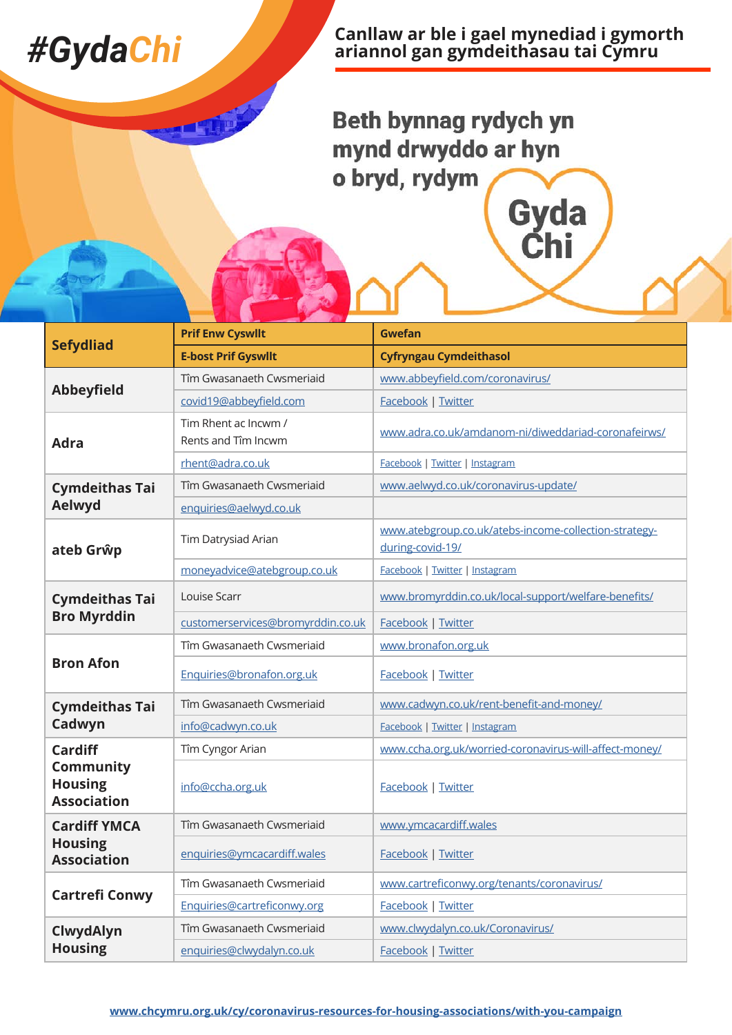# #GydaChi

## Canllaw ar ble i gael mynediad i gymorth ariannol gan gymdeithasau tai Cymru

**Beth bynnag rydych yn mynd drwyddo ar hyn o bryd, rydym Gyda Chi**

| Sefydliad | Prif Enw Cyswllt | Gwefan |
|---|---|---|
| | **E-bost Prif Gyswllt** | **Cyfryngau Cymdeithasol** |
| **Abbeyfield** | Tîm Gwasanaeth Cwsmeriaid | www.abbeyfield.com/coronavirus/ |
| | covid19@abbeyfield.com | Facebook \| Twitter |
| **Adra** | Tim Rhent ac Incwm / Rents and Tîm Incwm | www.adra.co.uk/amdanom-ni/diweddariad-coronafeirws/ |
| | rhent@adra.co.uk | Facebook \| Twitter \| Instagram |
| **Cymdeithas Tai Aelwyd** | Tîm Gwasanaeth Cwsmeriaid | www.aelwyd.co.uk/coronavirus-update/ |
| | enquiries@aelwyd.co.uk | |
| **ateb Grŵp** | Tim Datrysiad Arian | www.atebgroup.co.uk/atebs-income-collection-strategy-during-covid-19/ |
| | moneyadvice@atebgroup.co.uk | Facebook \| Twitter \| Instagram |
| **Cymdeithas Tai Bro Myrddin** | Louise Scarr | www.bromyrddin.co.uk/local-support/welfare-benefits/ |
| | customerservices@bromyrddin.co.uk | Facebook \| Twitter |
| **Bron Afon** | Tîm Gwasanaeth Cwsmeriaid | www.bronafon.org.uk |
| | Enquiries@bronafon.org.uk | Facebook \| Twitter |
| **Cymdeithas Tai Cadwyn** | Tîm Gwasanaeth Cwsmeriaid | www.cadwyn.co.uk/rent-benefit-and-money/ |
| | info@cadwyn.co.uk | Facebook \| Twitter \| Instagram |
| **Cardiff Community Housing Association** | Tîm Cyngor Arian | www.ccha.org.uk/worried-coronavirus-will-affect-money/ |
| | info@ccha.org.uk | Facebook \| Twitter |
| **Cardiff YMCA Housing Association** | Tîm Gwasanaeth Cwsmeriaid | www.ymcacardiff.wales |
| | enquiries@ymcacardiff.wales | Facebook \| Twitter |
| **Cartrefi Conwy** | Tîm Gwasanaeth Cwsmeriaid | www.cartreficonwy.org/tenants/coronavirus/ |
| | Enquiries@cartreficonwy.org | Facebook \| Twitter |
| **ClwydAlyn Housing** | Tîm Gwasanaeth Cwsmeriaid | www.clwydalyn.co.uk/Coronavirus/ |
| | enquiries@clwydalyn.co.uk | Facebook \| Twitter |

www.chcymru.org.uk/cy/coronavirus-resources-for-housing-associations/with-you-campaign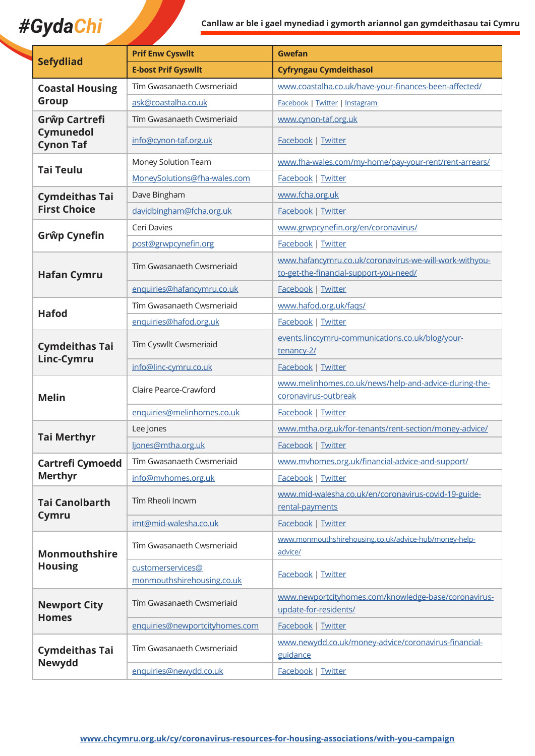# #GydaChi

**Canllaw ar ble i gael mynediad i gymorth ariannol gan gymdeithasau tai Cymru**

| Sefydliad | Prif Enw Cyswllt / E-bost Prif Gyswllt | Gwefan / Cyfryngau Cymdeithasol |
|---|---|---|
| **Coastal Housing Group** | Tîm Gwasanaeth Cwsmeriaid | www.coastalha.co.uk/have-your-finances-been-affected/ |
| | ask@coastalha.co.uk | Facebook \| Twitter \| Instagram |
| **Grŵp Cartrefi Cymunedol Cynon Taf** | Tîm Gwasanaeth Cwsmeriaid | www.cynon-taf.org.uk |
| | info@cynon-taf.org.uk | Facebook \| Twitter |
| **Tai Teulu** | Money Solution Team | www.fha-wales.com/my-home/pay-your-rent/rent-arrears/ |
| | MoneySolutions@fha-wales.com | Facebook \| Twitter |
| **Cymdeithas Tai First Choice** | Dave Bingham | www.fcha.org.uk |
| | davidbingham@fcha.org.uk | Facebook \| Twitter |
| **Grŵp Cynefin** | Ceri Davies | www.grwpcynefin.org/en/coronavirus/ |
| | post@grwpcynefin.org | Facebook \| Twitter |
| **Hafan Cymru** | Tîm Gwasanaeth Cwsmeriaid | www.hafancymru.co.uk/coronavirus-we-will-work-withyou-to-get-the-financial-support-you-need/ |
| | enquiries@hafancymru.co.uk | Facebook \| Twitter |
| **Hafod** | Tîm Gwasanaeth Cwsmeriaid | www.hafod.org.uk/faqs/ |
| | enquiries@hafod.org.uk | Facebook \| Twitter |
| **Cymdeithas Tai Linc-Cymru** | Tîm Cyswllt Cwsmeriaid | events.linccymru-communications.co.uk/blog/your-tenancy-2/ |
| | info@linc-cymru.co.uk | Facebook \| Twitter |
| **Melin** | Claire Pearce-Crawford | www.melinhomes.co.uk/news/help-and-advice-during-the-coronavirus-outbreak |
| | enquiries@melinhomes.co.uk | Facebook \| Twitter |
| **Tai Merthyr** | Lee Jones | www.mtha.org.uk/for-tenants/rent-section/money-advice/ |
| | ljones@mtha.org.uk | Facebook \| Twitter |
| **Cartrefi Cymoedd Merthyr** | Tîm Gwasanaeth Cwsmeriaid | www.mvhomes.org.uk/financial-advice-and-support/ |
| | info@mvhomes.org.uk | Facebook \| Twitter |
| **Tai Canolbarth Cymru** | Tîm Rheoli Incwm | www.mid-walesha.co.uk/en/coronavirus-covid-19-guide-rental-payments |
| | imt@mid-walesha.co.uk | Facebook \| Twitter |
| **Monmouthshire Housing** | Tîm Gwasanaeth Cwsmeriaid | www.monmouthshirehousing.co.uk/advice-hub/money-help-advice/ |
| | customerservices@monmouthshirehousing.co.uk | Facebook \| Twitter |
| **Newport City Homes** | Tîm Gwasanaeth Cwsmeriaid | www.newportcityhomes.com/knowledge-base/coronavirus-update-for-residents/ |
| | enquiries@newportcityhomes.com | Facebook \| Twitter |
| **Cymdeithas Tai Newydd** | Tîm Gwasanaeth Cwsmeriaid | www.newydd.co.uk/money-advice/coronavirus-financial-guidance |
| | enquiries@newydd.co.uk | Facebook \| Twitter |

**www.chcymru.org.uk/cy/coronavirus-resources-for-housing-associations/with-you-campaign**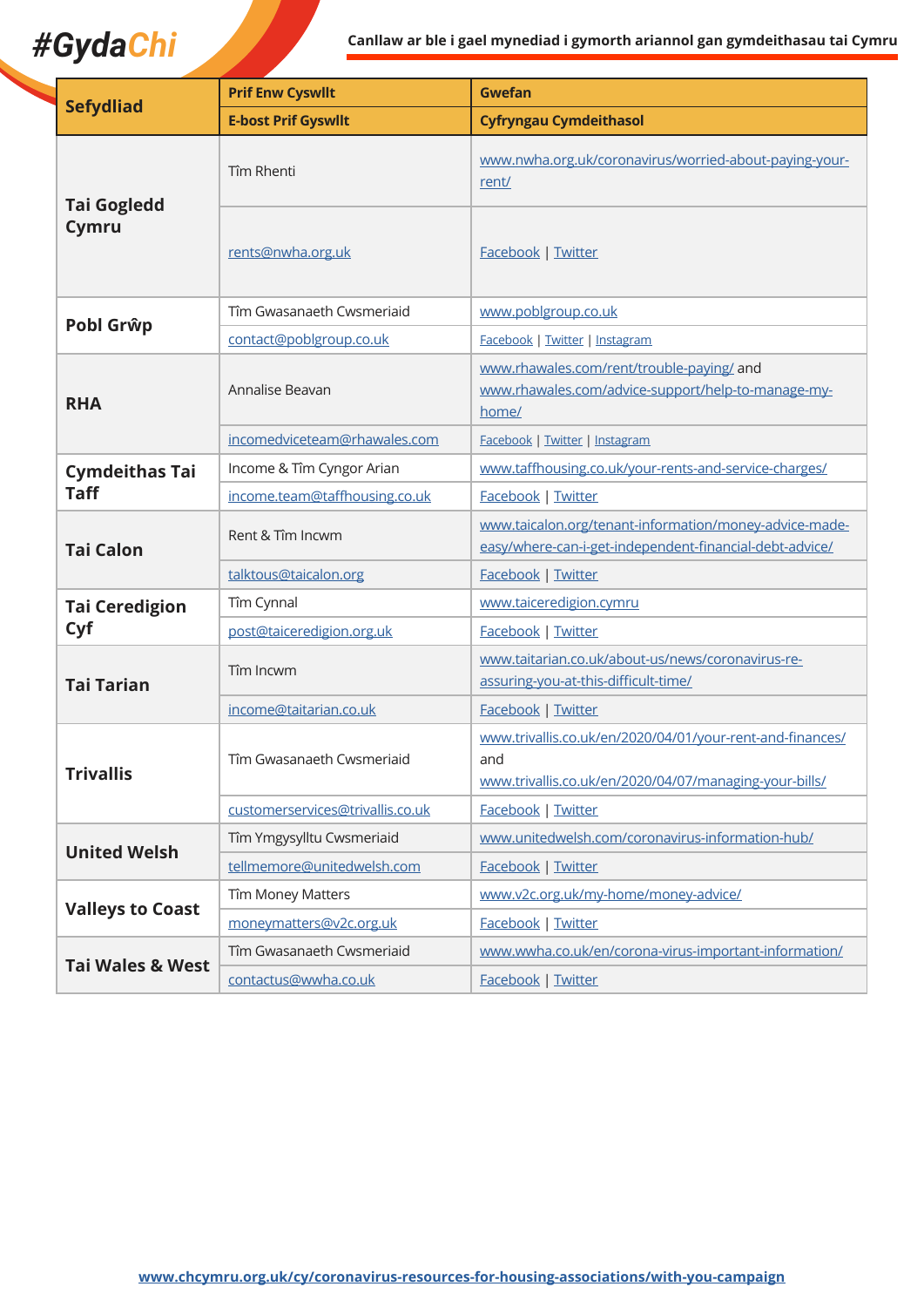#GydaChi

**Canllaw ar ble i gael mynediad i gymorth ariannol gan gymdeithasau tai Cymru**

| Sefydliad | Prif Enw Cyswllt / E-bost Prif Gyswllt | Gwefan / Cyfryngau Cymdeithasol |
|---|---|---|
| **Tai Gogledd Cymru** | Tîm Rhenti | www.nwha.org.uk/coronavirus/worried-about-paying-your-rent/ |
| | rents@nwha.org.uk | Facebook \| Twitter |
| **Pobl Grŵp** | Tîm Gwasanaeth Cwsmeriaid | www.poblgroup.co.uk |
| | contact@poblgroup.co.uk | Facebook \| Twitter \| Instagram |
| **RHA** | Annalise Beavan | www.rhawales.com/rent/trouble-paying/ and www.rhawales.com/advice-support/help-to-manage-my-home/ |
| | incomedviceteam@rhawales.com | Facebook \| Twitter \| Instagram |
| **Cymdeithas Tai Taff** | Income & Tîm Cyngor Arian | www.taffhousing.co.uk/your-rents-and-service-charges/ |
| | income.team@taffhousing.co.uk | Facebook \| Twitter |
| **Tai Calon** | Rent & Tîm Incwm | www.taicalon.org/tenant-information/money-advice-made-easy/where-can-i-get-independent-financial-debt-advice/ |
| | talktous@taicalon.org | Facebook \| Twitter |
| **Tai Ceredigion Cyf** | Tîm Cynnal | www.taiceredigion.cymru |
| | post@taiceredigion.org.uk | Facebook \| Twitter |
| **Tai Tarian** | Tîm Incwm | www.taitarian.co.uk/about-us/news/coronavirus-re-assuring-you-at-this-difficult-time/ |
| | income@taitarian.co.uk | Facebook \| Twitter |
| **Trivallis** | Tîm Gwasanaeth Cwsmeriaid | www.trivallis.co.uk/en/2020/04/01/your-rent-and-finances/ and www.trivallis.co.uk/en/2020/04/07/managing-your-bills/ |
| | customerservices@trivallis.co.uk | Facebook \| Twitter |
| **United Welsh** | Tîm Ymgysylltu Cwsmeriaid | www.unitedwelsh.com/coronavirus-information-hub/ |
| | tellmemore@unitedwelsh.com | Facebook \| Twitter |
| **Valleys to Coast** | Tîm Money Matters | www.v2c.org.uk/my-home/money-advice/ |
| | moneymatters@v2c.org.uk | Facebook \| Twitter |
| **Tai Wales & West** | Tîm Gwasanaeth Cwsmeriaid | www.wwha.co.uk/en/corona-virus-important-information/ |
| | contactus@wwha.co.uk | Facebook \| Twitter |

www.chcymru.org.uk/cy/coronavirus-resources-for-housing-associations/with-you-campaign